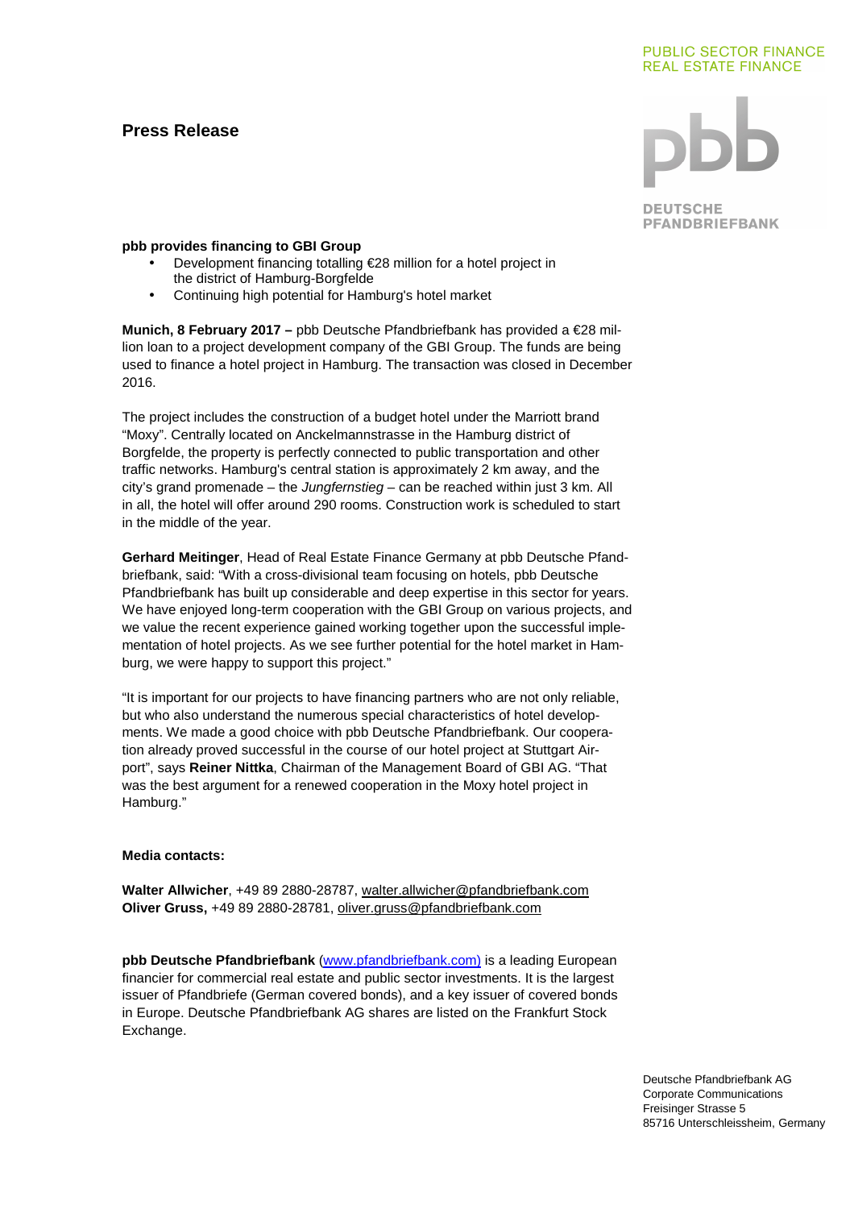PUBLIC SECTOR FINANCE
REAL ESTATE FINANCE

# Press Release

DEUTSCHE PFANDBRIEFBANK

**pbb provides financing to GBI Group**

- Development financing totalling €28 million for a hotel project in the district of Hamburg-Borgfelde
- Continuing high potential for Hamburg's hotel market

**Munich, 8 February 2017 –** pbb Deutsche Pfandbriefbank has provided a €28 million loan to a project development company of the GBI Group. The funds are being used to finance a hotel project in Hamburg. The transaction was closed in December 2016.

The project includes the construction of a budget hotel under the Marriott brand "Moxy". Centrally located on Anckelmannstrasse in the Hamburg district of Borgfelde, the property is perfectly connected to public transportation and other traffic networks. Hamburg's central station is approximately 2 km away, and the city's grand promenade – the *Jungfernstieg* – can be reached within just 3 km. All in all, the hotel will offer around 290 rooms. Construction work is scheduled to start in the middle of the year.

**Gerhard Meitinger**, Head of Real Estate Finance Germany at pbb Deutsche Pfandbriefbank, said: "With a cross-divisional team focusing on hotels, pbb Deutsche Pfandbriefbank has built up considerable and deep expertise in this sector for years. We have enjoyed long-term cooperation with the GBI Group on various projects, and we value the recent experience gained working together upon the successful implementation of hotel projects. As we see further potential for the hotel market in Hamburg, we were happy to support this project."

"It is important for our projects to have financing partners who are not only reliable, but who also understand the numerous special characteristics of hotel developments. We made a good choice with pbb Deutsche Pfandbriefbank. Our cooperation already proved successful in the course of our hotel project at Stuttgart Airport", says **Reiner Nittka**, Chairman of the Management Board of GBI AG. "That was the best argument for a renewed cooperation in the Moxy hotel project in Hamburg."

**Media contacts:**

**Walter Allwicher**, +49 89 2880-28787, walter.allwicher@pfandbriefbank.com
**Oliver Gruss,** +49 89 2880-28781, oliver.gruss@pfandbriefbank.com

**pbb Deutsche Pfandbriefbank** (www.pfandbriefbank.com) is a leading European financier for commercial real estate and public sector investments. It is the largest issuer of Pfandbriefe (German covered bonds), and a key issuer of covered bonds in Europe. Deutsche Pfandbriefbank AG shares are listed on the Frankfurt Stock Exchange.

Deutsche Pfandbriefbank AG
Corporate Communications
Freisinger Strasse 5
85716 Unterschleissheim, Germany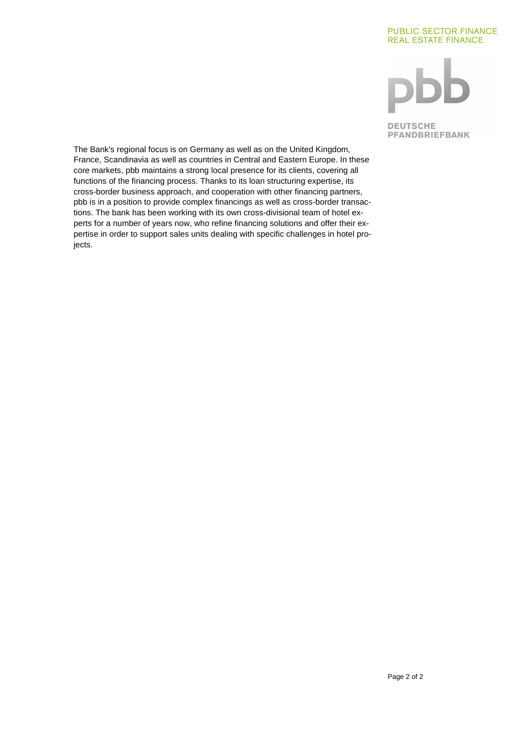The Bank's regional focus is on Germany as well as on the United Kingdom, France, Scandinavia as well as countries in Central and Eastern Europe. In these core markets, pbb maintains a strong local presence for its clients, covering all functions of the financing process. Thanks to its loan structuring expertise, its cross-border business approach, and cooperation with other financing partners, pbb is in a position to provide complex financings as well as cross-border transactions. The bank has been working with its own cross-divisional team of hotel experts for a number of years now, who refine financing solutions and offer their expertise in order to support sales units dealing with specific challenges in hotel projects.